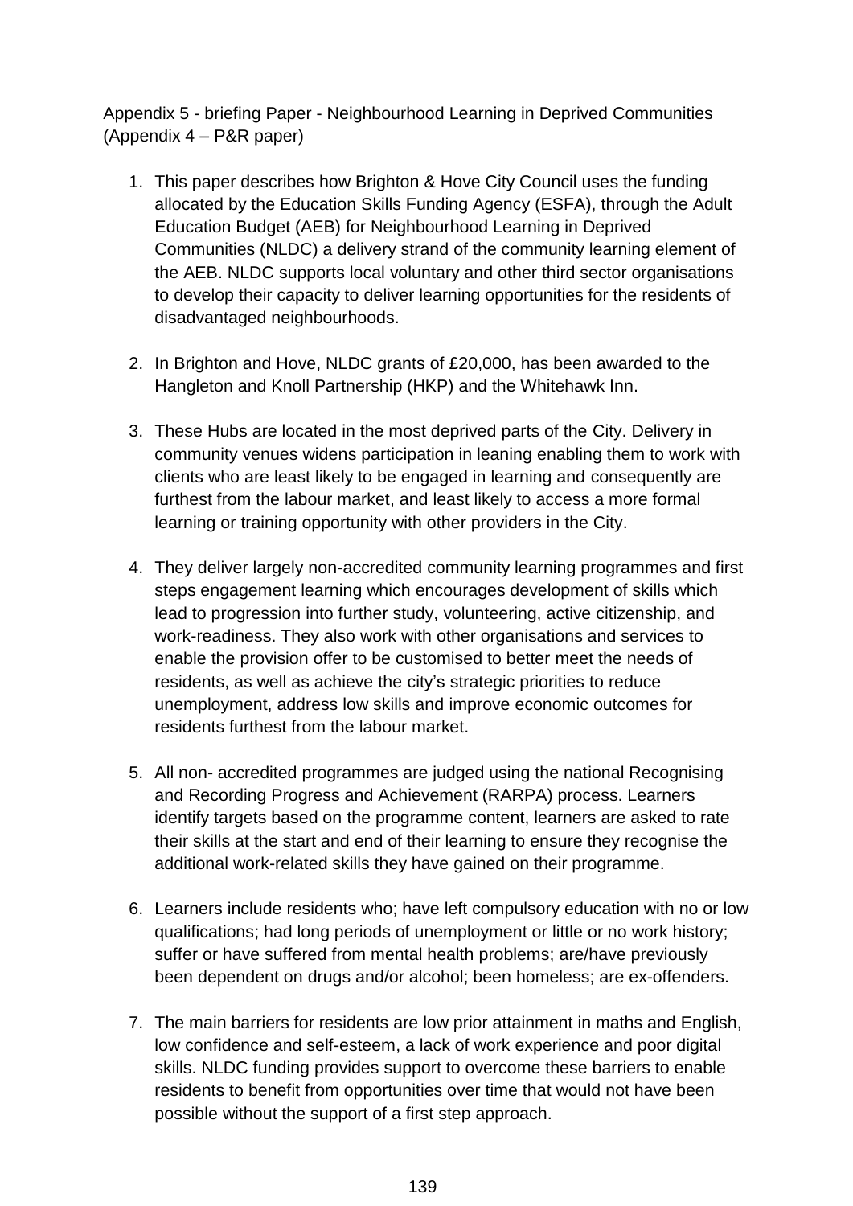Appendix 5 - briefing Paper - Neighbourhood Learning in Deprived Communities (Appendix 4 – P&R paper)

1. This paper describes how Brighton & Hove City Council uses the funding allocated by the Education Skills Funding Agency (ESFA), through the Adult Education Budget (AEB) for Neighbourhood Learning in Deprived Communities (NLDC) a delivery strand of the community learning element of the AEB. NLDC supports local voluntary and other third sector organisations to develop their capacity to deliver learning opportunities for the residents of disadvantaged neighbourhoods.

2. In Brighton and Hove, NLDC grants of £20,000, has been awarded to the Hangleton and Knoll Partnership (HKP) and the Whitehawk Inn.

3. These Hubs are located in the most deprived parts of the City. Delivery in community venues widens participation in leaning enabling them to work with clients who are least likely to be engaged in learning and consequently are furthest from the labour market, and least likely to access a more formal learning or training opportunity with other providers in the City.

4. They deliver largely non-accredited community learning programmes and first steps engagement learning which encourages development of skills which lead to progression into further study, volunteering, active citizenship, and work-readiness. They also work with other organisations and services to enable the provision offer to be customised to better meet the needs of residents, as well as achieve the city's strategic priorities to reduce unemployment, address low skills and improve economic outcomes for residents furthest from the labour market.

5. All non- accredited programmes are judged using the national Recognising and Recording Progress and Achievement (RARPA) process. Learners identify targets based on the programme content, learners are asked to rate their skills at the start and end of their learning to ensure they recognise the additional work-related skills they have gained on their programme.

6. Learners include residents who; have left compulsory education with no or low qualifications; had long periods of unemployment or little or no work history; suffer or have suffered from mental health problems; are/have previously been dependent on drugs and/or alcohol; been homeless; are ex-offenders.

7. The main barriers for residents are low prior attainment in maths and English, low confidence and self-esteem, a lack of work experience and poor digital skills. NLDC funding provides support to overcome these barriers to enable residents to benefit from opportunities over time that would not have been possible without the support of a first step approach.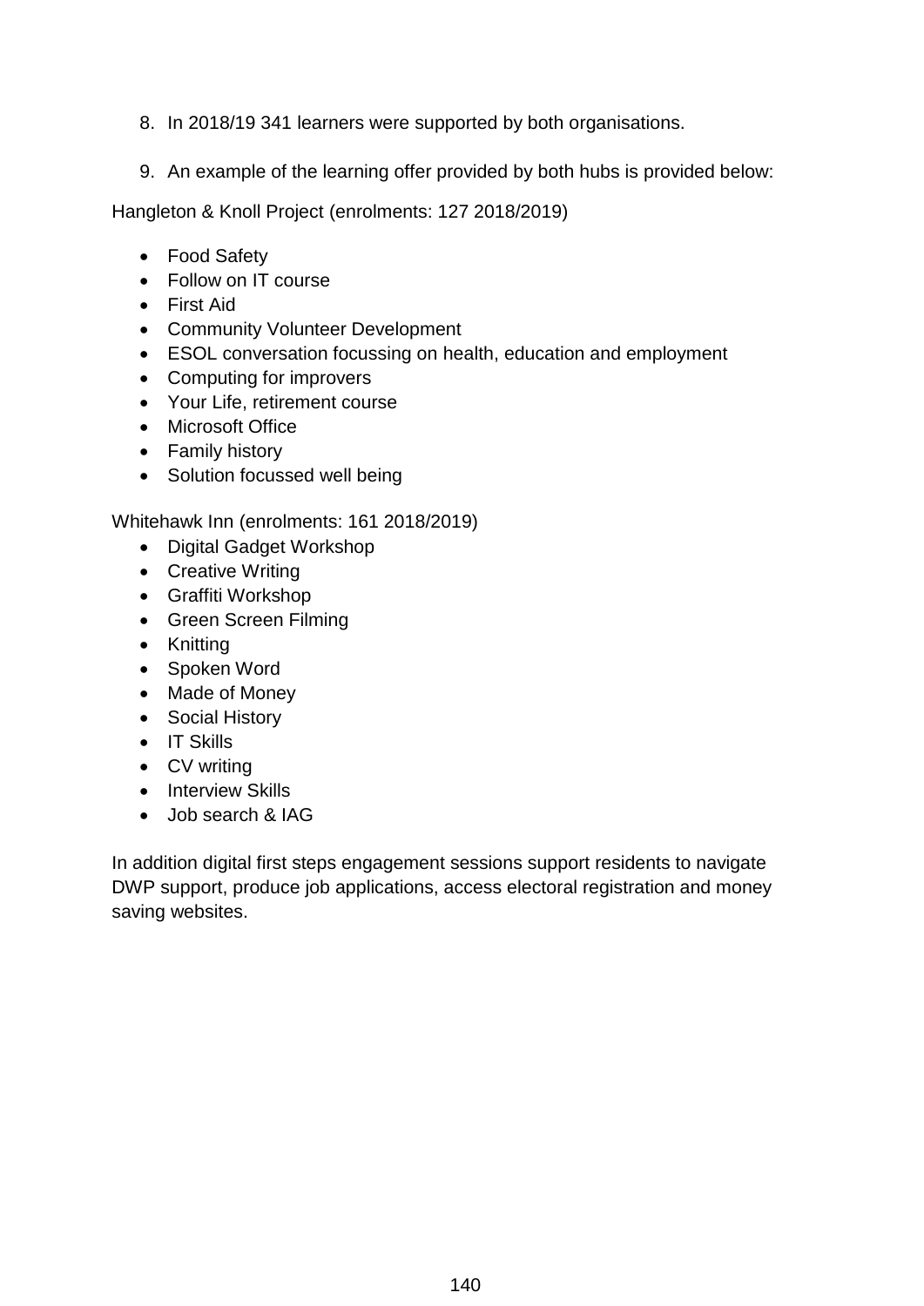8. In 2018/19 341 learners were supported by both organisations.

9. An example of the learning offer provided by both hubs is provided below:

Hangleton & Knoll Project (enrolments: 127 2018/2019)

- Food Safety
- Follow on IT course
- First Aid
- Community Volunteer Development
- ESOL conversation focussing on health, education and employment
- Computing for improvers
- Your Life, retirement course
- Microsoft Office
- Family history
- Solution focussed well being

Whitehawk Inn (enrolments: 161 2018/2019)

- Digital Gadget Workshop
- Creative Writing
- Graffiti Workshop
- Green Screen Filming
- Knitting
- Spoken Word
- Made of Money
- Social History
- IT Skills
- CV writing
- Interview Skills
- Job search & IAG

In addition digital first steps engagement sessions support residents to navigate DWP support, produce job applications, access electoral registration and money saving websites.